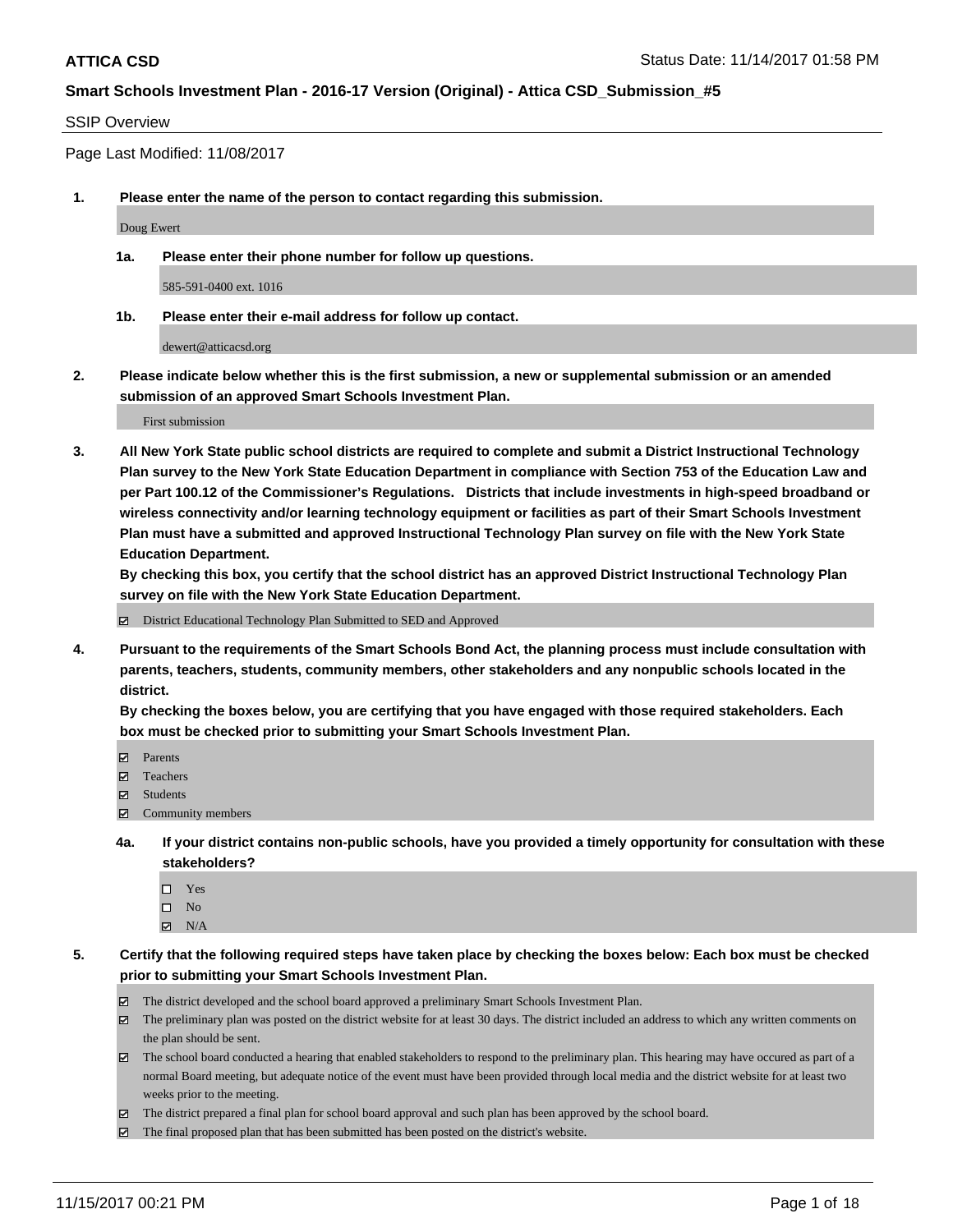**ATTICA CSD** Status Date: 11/14/2017 01:58 PM

**Smart Schools Investment Plan - 2016-17 Version (Original) - Attica CSD_Submission_#5**

SSIP Overview

Page Last Modified: 11/08/2017

**1. Please enter the name of the person to contact regarding this submission.**

Doug Ewert

**1a. Please enter their phone number for follow up questions.**

585-591-0400 ext. 1016

**1b. Please enter their e-mail address for follow up contact.**

dewert@atticacsd.org

**2. Please indicate below whether this is the first submission, a new or supplemental submission or an amended submission of an approved Smart Schools Investment Plan.**

First submission

**3. All New York State public school districts are required to complete and submit a District Instructional Technology Plan survey to the New York State Education Department in compliance with Section 753 of the Education Law and per Part 100.12 of the Commissioner's Regulations. Districts that include investments in high-speed broadband or wireless connectivity and/or learning technology equipment or facilities as part of their Smart Schools Investment Plan must have a submitted and approved Instructional Technology Plan survey on file with the New York State Education Department.**
**By checking this box, you certify that the school district has an approved District Instructional Technology Plan survey on file with the New York State Education Department.**

☑ District Educational Technology Plan Submitted to SED and Approved

**4. Pursuant to the requirements of the Smart Schools Bond Act, the planning process must include consultation with parents, teachers, students, community members, other stakeholders and any nonpublic schools located in the district.**
**By checking the boxes below, you are certifying that you have engaged with those required stakeholders. Each box must be checked prior to submitting your Smart Schools Investment Plan.**

☑ Parents
☑ Teachers
☑ Students
☑ Community members

**4a. If your district contains non-public schools, have you provided a timely opportunity for consultation with these stakeholders?**

☐ Yes
☐ No
☑ N/A

**5. Certify that the following required steps have taken place by checking the boxes below: Each box must be checked prior to submitting your Smart Schools Investment Plan.**

☑ The district developed and the school board approved a preliminary Smart Schools Investment Plan.
☑ The preliminary plan was posted on the district website for at least 30 days. The district included an address to which any written comments on the plan should be sent.
☑ The school board conducted a hearing that enabled stakeholders to respond to the preliminary plan. This hearing may have occured as part of a normal Board meeting, but adequate notice of the event must have been provided through local media and the district website for at least two weeks prior to the meeting.
☑ The district prepared a final plan for school board approval and such plan has been approved by the school board.
☑ The final proposed plan that has been submitted has been posted on the district's website.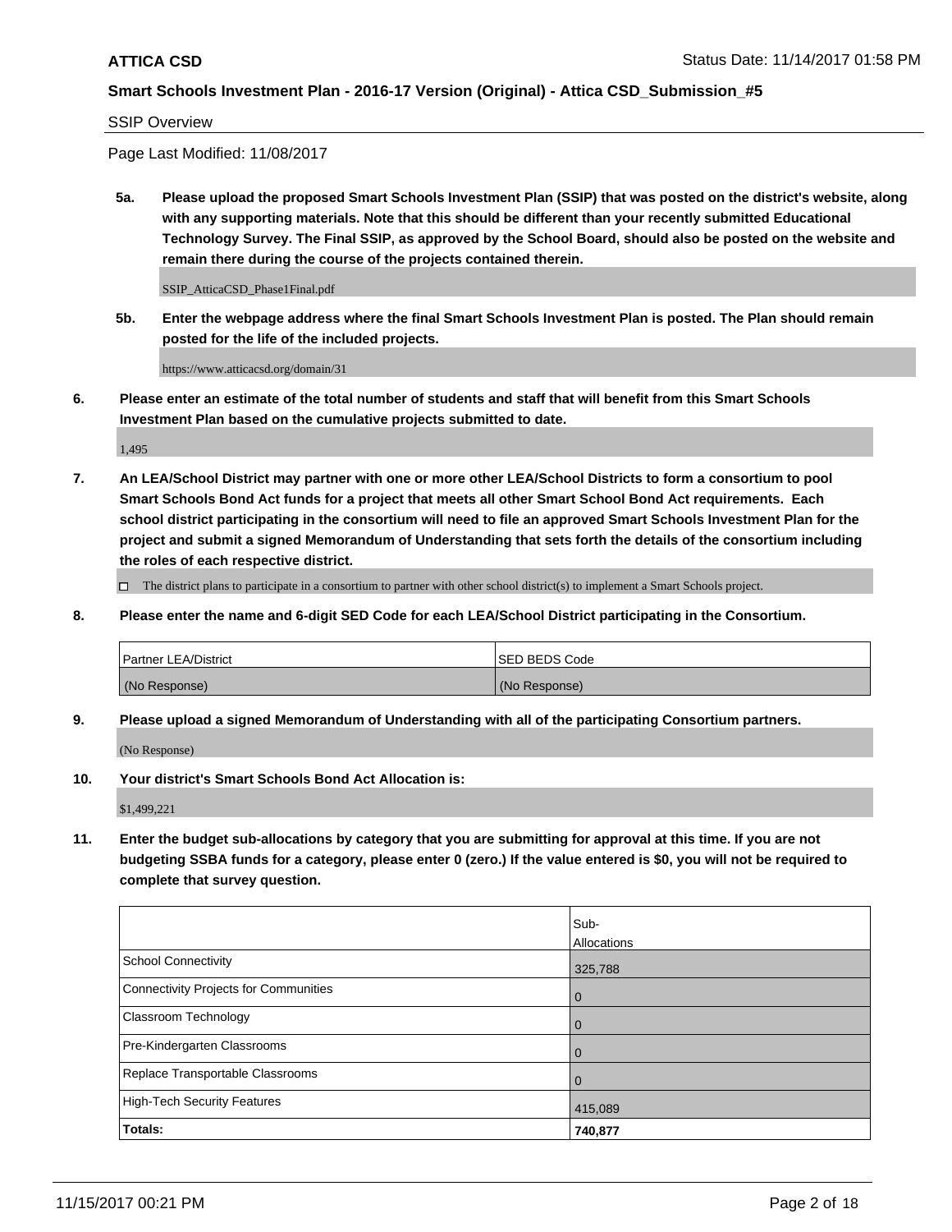**ATTICA CSD** Status Date: 11/14/2017 01:58 PM

**Smart Schools Investment Plan - 2016-17 Version (Original) - Attica CSD_Submission_#5**

SSIP Overview

Page Last Modified: 11/08/2017

**5a. Please upload the proposed Smart Schools Investment Plan (SSIP) that was posted on the district's website, along with any supporting materials. Note that this should be different than your recently submitted Educational Technology Survey. The Final SSIP, as approved by the School Board, should also be posted on the website and remain there during the course of the projects contained therein.**

SSIP_AtticaCSD_Phase1Final.pdf

**5b. Enter the webpage address where the final Smart Schools Investment Plan is posted. The Plan should remain posted for the life of the included projects.**

https://www.atticacsd.org/domain/31

**6. Please enter an estimate of the total number of students and staff that will benefit from this Smart Schools Investment Plan based on the cumulative projects submitted to date.**

1,495

**7. An LEA/School District may partner with one or more other LEA/School Districts to form a consortium to pool Smart Schools Bond Act funds for a project that meets all other Smart School Bond Act requirements. Each school district participating in the consortium will need to file an approved Smart Schools Investment Plan for the project and submit a signed Memorandum of Understanding that sets forth the details of the consortium including the roles of each respective district.**

☐ The district plans to participate in a consortium to partner with other school district(s) to implement a Smart Schools project.

**8. Please enter the name and 6-digit SED Code for each LEA/School District participating in the Consortium.**

| Partner LEA/District | SED BEDS Code |
|---|---|
| (No Response) | (No Response) |

**9. Please upload a signed Memorandum of Understanding with all of the participating Consortium partners.**

(No Response)

**10. Your district's Smart Schools Bond Act Allocation is:**

$1,499,221

**11. Enter the budget sub-allocations by category that you are submitting for approval at this time. If you are not budgeting SSBA funds for a category, please enter 0 (zero.) If the value entered is $0, you will not be required to complete that survey question.**

| | Sub-Allocations |
|---|---|
| School Connectivity | 325,788 |
| Connectivity Projects for Communities | 0 |
| Classroom Technology | 0 |
| Pre-Kindergarten Classrooms | 0 |
| Replace Transportable Classrooms | 0 |
| High-Tech Security Features | 415,089 |
| **Totals:** | **740,877** |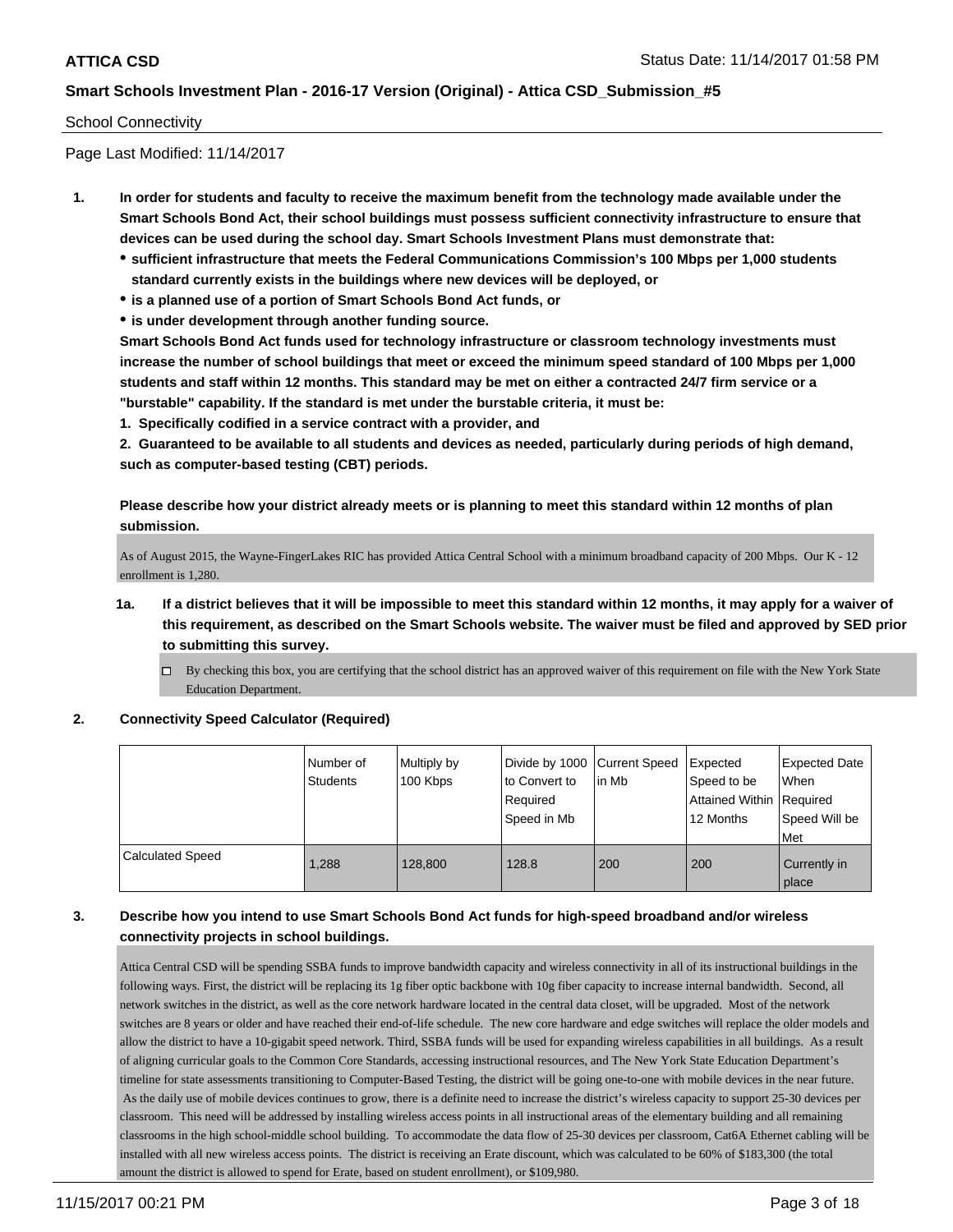## School Connectivity

Page Last Modified: 11/14/2017

1. **In order for students and faculty to receive the maximum benefit from the technology made available under the Smart Schools Bond Act, their school buildings must possess sufficient connectivity infrastructure to ensure that devices can be used during the school day. Smart Schools Investment Plans must demonstrate that:**
   - **sufficient infrastructure that meets the Federal Communications Commission's 100 Mbps per 1,000 students standard currently exists in the buildings where new devices will be deployed, or**
   - **is a planned use of a portion of Smart Schools Bond Act funds, or**
   - **is under development through another funding source.**

   **Smart Schools Bond Act funds used for technology infrastructure or classroom technology investments must increase the number of school buildings that meet or exceed the minimum speed standard of 100 Mbps per 1,000 students and staff within 12 months. This standard may be met on either a contracted 24/7 firm service or a "burstable" capability. If the standard is met under the burstable criteria, it must be:**

   **1. Specifically codified in a service contract with a provider, and**

   **2. Guaranteed to be available to all students and devices as needed, particularly during periods of high demand, such as computer-based testing (CBT) periods.**

   **Please describe how your district already meets or is planning to meet this standard within 12 months of plan submission.**

   As of August 2015, the Wayne-FingerLakes RIC has provided Attica Central School with a minimum broadband capacity of 200 Mbps. Our K - 12 enrollment is 1,280.

   1a. **If a district believes that it will be impossible to meet this standard within 12 months, it may apply for a waiver of this requirement, as described on the Smart Schools website. The waiver must be filed and approved by SED prior to submitting this survey.**

   - ☐ By checking this box, you are certifying that the school district has an approved waiver of this requirement on file with the New York State Education Department.

2. **Connectivity Speed Calculator (Required)**

| | Number of Students | Multiply by 100 Kbps | Divide by 1000 to Convert to Required Speed in Mb | Current Speed in Mb | Expected Speed to be Attained Within 12 Months | Expected Date When Required Speed Will be Met |
|---|---|---|---|---|---|---|
| Calculated Speed | 1,288 | 128,800 | 128.8 | 200 | 200 | Currently in place |

3. **Describe how you intend to use Smart Schools Bond Act funds for high-speed broadband and/or wireless connectivity projects in school buildings.**

   Attica Central CSD will be spending SSBA funds to improve bandwidth capacity and wireless connectivity in all of its instructional buildings in the following ways. First, the district will be replacing its 1g fiber optic backbone with 10g fiber capacity to increase internal bandwidth. Second, all network switches in the district, as well as the core network hardware located in the central data closet, will be upgraded. Most of the network switches are 8 years or older and have reached their end-of-life schedule. The new core hardware and edge switches will replace the older models and allow the district to have a 10-gigabit speed network. Third, SSBA funds will be used for expanding wireless capabilities in all buildings. As a result of aligning curricular goals to the Common Core Standards, accessing instructional resources, and The New York State Education Department's timeline for state assessments transitioning to Computer-Based Testing, the district will be going one-to-one with mobile devices in the near future. As the daily use of mobile devices continues to grow, there is a definite need to increase the district's wireless capacity to support 25-30 devices per classroom. This need will be addressed by installing wireless access points in all instructional areas of the elementary building and all remaining classrooms in the high school-middle school building. To accommodate the data flow of 25-30 devices per classroom, Cat6A Ethernet cabling will be installed with all new wireless access points. The district is receiving an Erate discount, which was calculated to be 60% of $183,300 (the total amount the district is allowed to spend for Erate, based on student enrollment), or $109,980.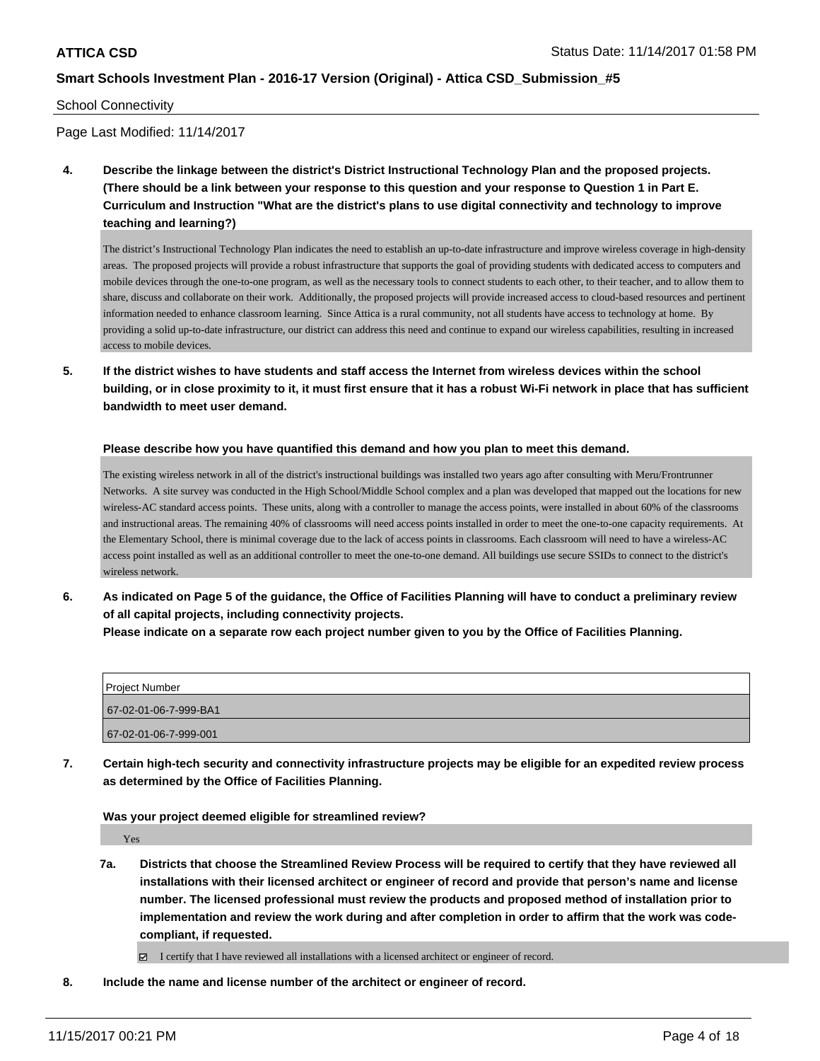School Connectivity

Page Last Modified: 11/14/2017

**4. Describe the linkage between the district's District Instructional Technology Plan and the proposed projects. (There should be a link between your response to this question and your response to Question 1 in Part E. Curriculum and Instruction "What are the district's plans to use digital connectivity and technology to improve teaching and learning?)**

The district's Instructional Technology Plan indicates the need to establish an up-to-date infrastructure and improve wireless coverage in high-density areas. The proposed projects will provide a robust infrastructure that supports the goal of providing students with dedicated access to computers and mobile devices through the one-to-one program, as well as the necessary tools to connect students to each other, to their teacher, and to allow them to share, discuss and collaborate on their work. Additionally, the proposed projects will provide increased access to cloud-based resources and pertinent information needed to enhance classroom learning. Since Attica is a rural community, not all students have access to technology at home. By providing a solid up-to-date infrastructure, our district can address this need and continue to expand our wireless capabilities, resulting in increased access to mobile devices.

**5. If the district wishes to have students and staff access the Internet from wireless devices within the school building, or in close proximity to it, it must first ensure that it has a robust Wi-Fi network in place that has sufficient bandwidth to meet user demand.**

**Please describe how you have quantified this demand and how you plan to meet this demand.**

The existing wireless network in all of the district's instructional buildings was installed two years ago after consulting with Meru/Frontrunner Networks. A site survey was conducted in the High School/Middle School complex and a plan was developed that mapped out the locations for new wireless-AC standard access points. These units, along with a controller to manage the access points, were installed in about 60% of the classrooms and instructional areas. The remaining 40% of classrooms will need access points installed in order to meet the one-to-one capacity requirements. At the Elementary School, there is minimal coverage due to the lack of access points in classrooms. Each classroom will need to have a wireless-AC access point installed as well as an additional controller to meet the one-to-one demand. All buildings use secure SSIDs to connect to the district's wireless network.

**6. As indicated on Page 5 of the guidance, the Office of Facilities Planning will have to conduct a preliminary review of all capital projects, including connectivity projects.**
**Please indicate on a separate row each project number given to you by the Office of Facilities Planning.**

| Project Number |
| --- |
| 67-02-01-06-7-999-BA1 |
| 67-02-01-06-7-999-001 |

**7. Certain high-tech security and connectivity infrastructure projects may be eligible for an expedited review process as determined by the Office of Facilities Planning.**

**Was your project deemed eligible for streamlined review?**

Yes

**7a. Districts that choose the Streamlined Review Process will be required to certify that they have reviewed all installations with their licensed architect or engineer of record and provide that person's name and license number. The licensed professional must review the products and proposed method of installation prior to implementation and review the work during and after completion in order to affirm that the work was code-compliant, if requested.**

☑ I certify that I have reviewed all installations with a licensed architect or engineer of record.

**8. Include the name and license number of the architect or engineer of record.**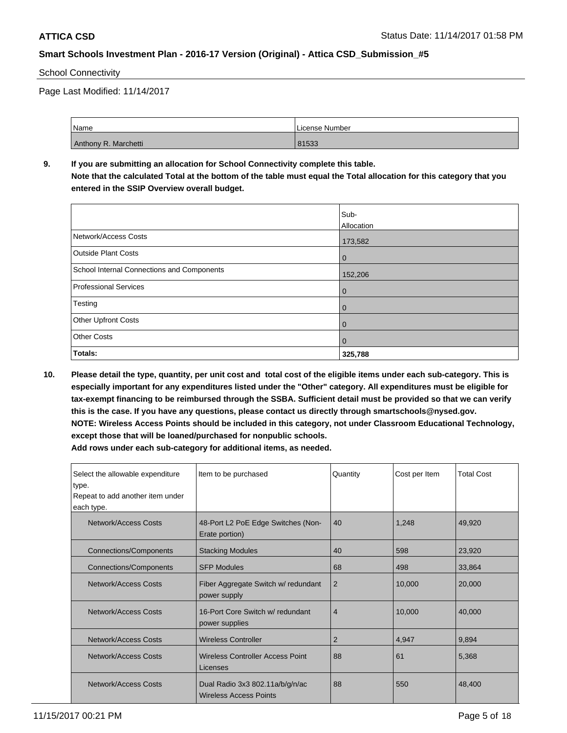School Connectivity

Page Last Modified: 11/14/2017

| Name | License Number |
| --- | --- |
| Anthony R. Marchetti | 81533 |

**9. If you are submitting an allocation for School Connectivity complete this table. Note that the calculated Total at the bottom of the table must equal the Total allocation for this category that you entered in the SSIP Overview overall budget.**

| | Sub-Allocation |
| --- | --- |
| Network/Access Costs | 173,582 |
| Outside Plant Costs | 0 |
| School Internal Connections and Components | 152,206 |
| Professional Services | 0 |
| Testing | 0 |
| Other Upfront Costs | 0 |
| Other Costs | 0 |
| **Totals:** | **325,788** |

**10. Please detail the type, quantity, per unit cost and total cost of the eligible items under each sub-category. This is especially important for any expenditures listed under the "Other" category. All expenditures must be eligible for tax-exempt financing to be reimbursed through the SSBA. Sufficient detail must be provided so that we can verify this is the case. If you have any questions, please contact us directly through smartschools@nysed.gov. NOTE: Wireless Access Points should be included in this category, not under Classroom Educational Technology, except those that will be loaned/purchased for nonpublic schools. Add rows under each sub-category for additional items, as needed.**

| Select the allowable expenditure type. Repeat to add another item under each type. | Item to be purchased | Quantity | Cost per Item | Total Cost |
| --- | --- | --- | --- | --- |
| Network/Access Costs | 48-Port L2 PoE Edge Switches (Non-Erate portion) | 40 | 1,248 | 49,920 |
| Connections/Components | Stacking Modules | 40 | 598 | 23,920 |
| Connections/Components | SFP Modules | 68 | 498 | 33,864 |
| Network/Access Costs | Fiber Aggregate Switch w/ redundant power supply | 2 | 10,000 | 20,000 |
| Network/Access Costs | 16-Port Core Switch w/ redundant power supplies | 4 | 10,000 | 40,000 |
| Network/Access Costs | Wireless Controller | 2 | 4,947 | 9,894 |
| Network/Access Costs | Wireless Controller Access Point Licenses | 88 | 61 | 5,368 |
| Network/Access Costs | Dual Radio 3x3 802.11a/b/g/n/ac Wireless Access Points | 88 | 550 | 48,400 |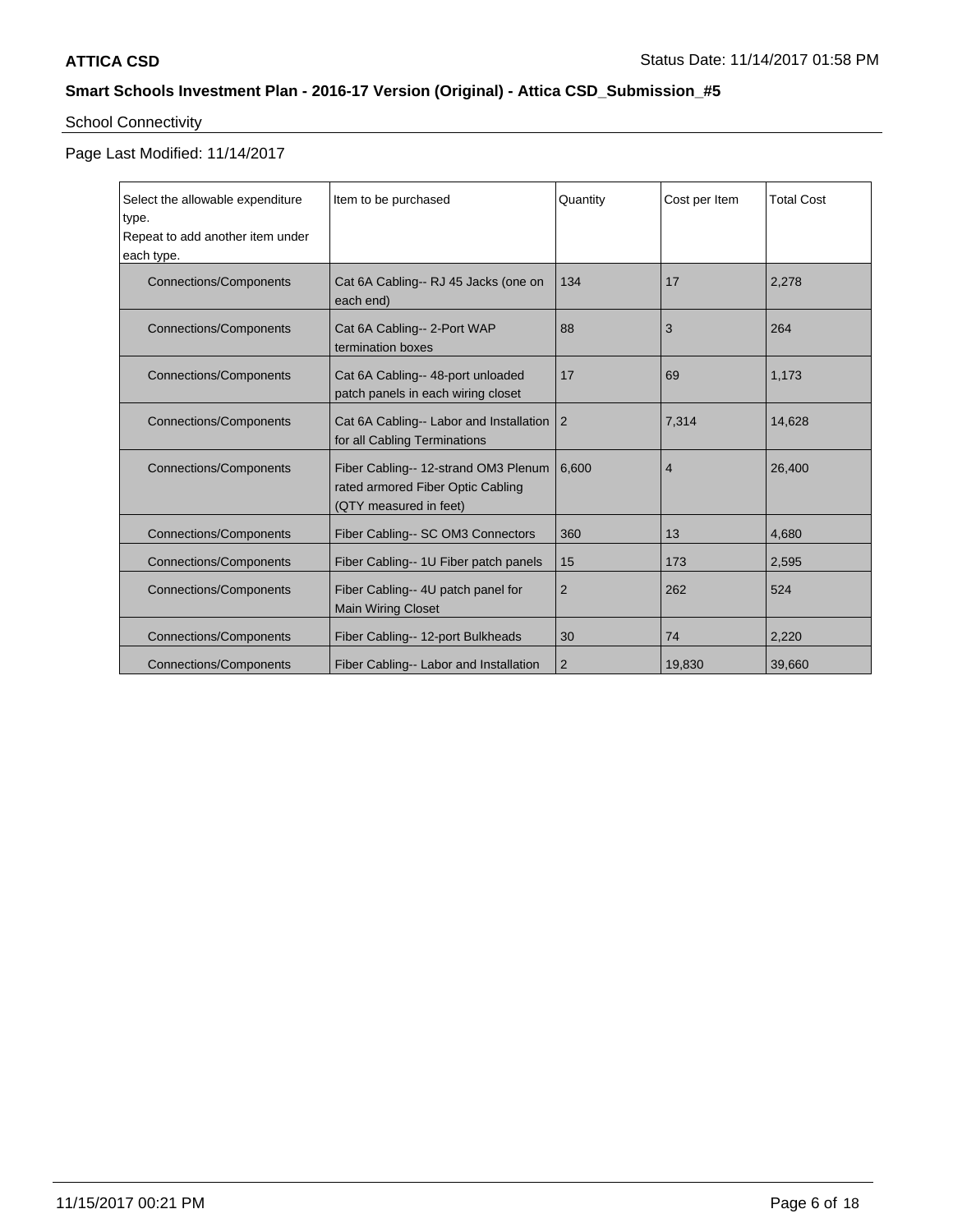School Connectivity

Page Last Modified: 11/14/2017

| Select the allowable expenditure type. Repeat to add another item under each type. | Item to be purchased | Quantity | Cost per Item | Total Cost |
|---|---|---|---|---|
| Connections/Components | Cat 6A Cabling-- RJ 45 Jacks (one on each end) | 134 | 17 | 2,278 |
| Connections/Components | Cat 6A Cabling-- 2-Port WAP termination boxes | 88 | 3 | 264 |
| Connections/Components | Cat 6A Cabling-- 48-port unloaded patch panels in each wiring closet | 17 | 69 | 1,173 |
| Connections/Components | Cat 6A Cabling-- Labor and Installation for all Cabling Terminations | 2 | 7,314 | 14,628 |
| Connections/Components | Fiber Cabling-- 12-strand OM3 Plenum rated armored Fiber Optic Cabling (QTY measured in feet) | 6,600 | 4 | 26,400 |
| Connections/Components | Fiber Cabling-- SC OM3 Connectors | 360 | 13 | 4,680 |
| Connections/Components | Fiber Cabling-- 1U Fiber patch panels | 15 | 173 | 2,595 |
| Connections/Components | Fiber Cabling-- 4U patch panel for Main Wiring Closet | 2 | 262 | 524 |
| Connections/Components | Fiber Cabling-- 12-port Bulkheads | 30 | 74 | 2,220 |
| Connections/Components | Fiber Cabling-- Labor and Installation | 2 | 19,830 | 39,660 |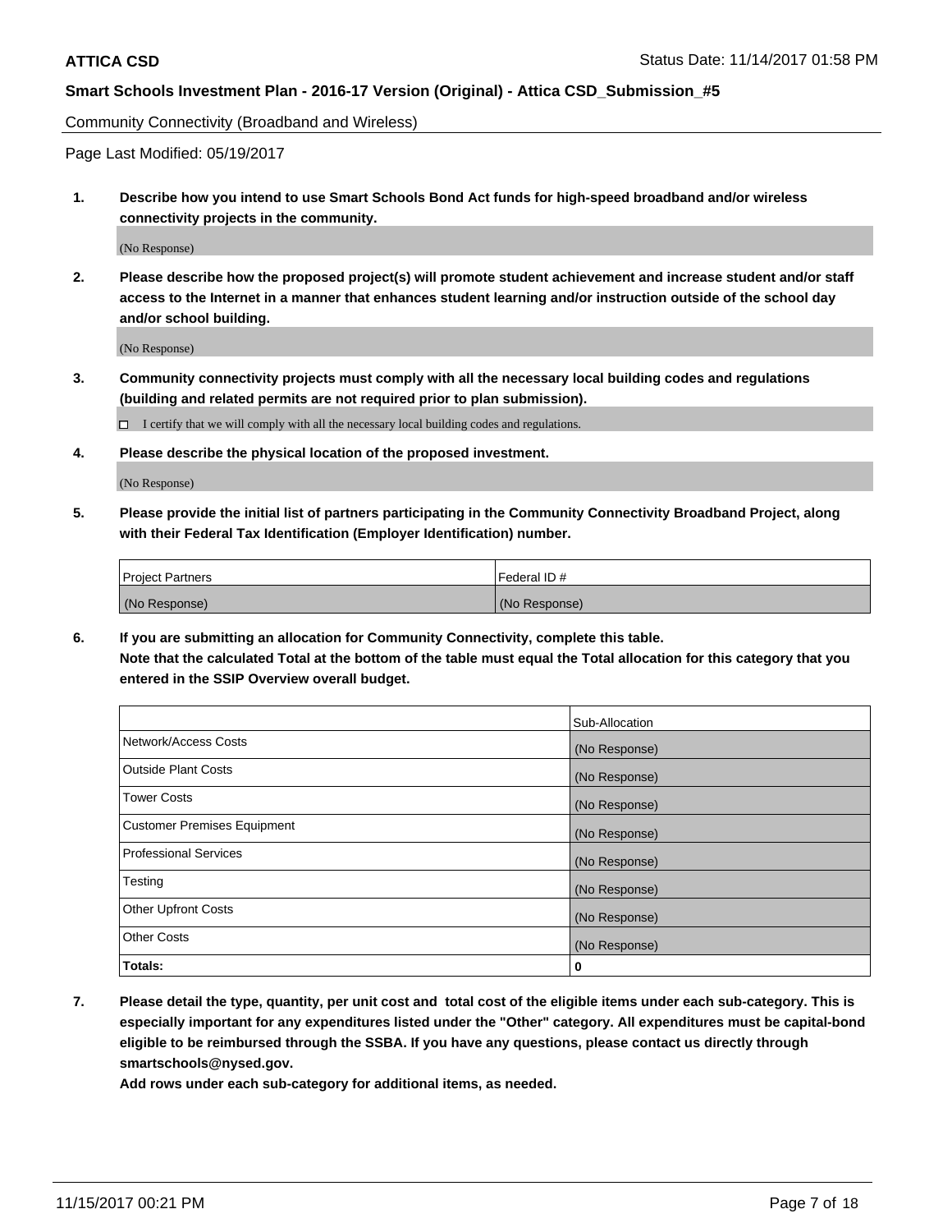Community Connectivity (Broadband and Wireless)

Page Last Modified: 05/19/2017

1. **Describe how you intend to use Smart Schools Bond Act funds for high-speed broadband and/or wireless connectivity projects in the community.**

   (No Response)

2. **Please describe how the proposed project(s) will promote student achievement and increase student and/or staff access to the Internet in a manner that enhances student learning and/or instruction outside of the school day and/or school building.**

   (No Response)

3. **Community connectivity projects must comply with all the necessary local building codes and regulations (building and related permits are not required prior to plan submission).**

   ☐ I certify that we will comply with all the necessary local building codes and regulations.

4. **Please describe the physical location of the proposed investment.**

   (No Response)

5. **Please provide the initial list of partners participating in the Community Connectivity Broadband Project, along with their Federal Tax Identification (Employer Identification) number.**

| Project Partners | Federal ID # |
|---|---|
| (No Response) | (No Response) |

6. **If you are submitting an allocation for Community Connectivity, complete this table.**
   **Note that the calculated Total at the bottom of the table must equal the Total allocation for this category that you entered in the SSIP Overview overall budget.**

| | Sub-Allocation |
|---|---|
| Network/Access Costs | (No Response) |
| Outside Plant Costs | (No Response) |
| Tower Costs | (No Response) |
| Customer Premises Equipment | (No Response) |
| Professional Services | (No Response) |
| Testing | (No Response) |
| Other Upfront Costs | (No Response) |
| Other Costs | (No Response) |
| **Totals:** | **0** |

7. **Please detail the type, quantity, per unit cost and total cost of the eligible items under each sub-category. This is especially important for any expenditures listed under the "Other" category. All expenditures must be capital-bond eligible to be reimbursed through the SSBA. If you have any questions, please contact us directly through smartschools@nysed.gov.**

   **Add rows under each sub-category for additional items, as needed.**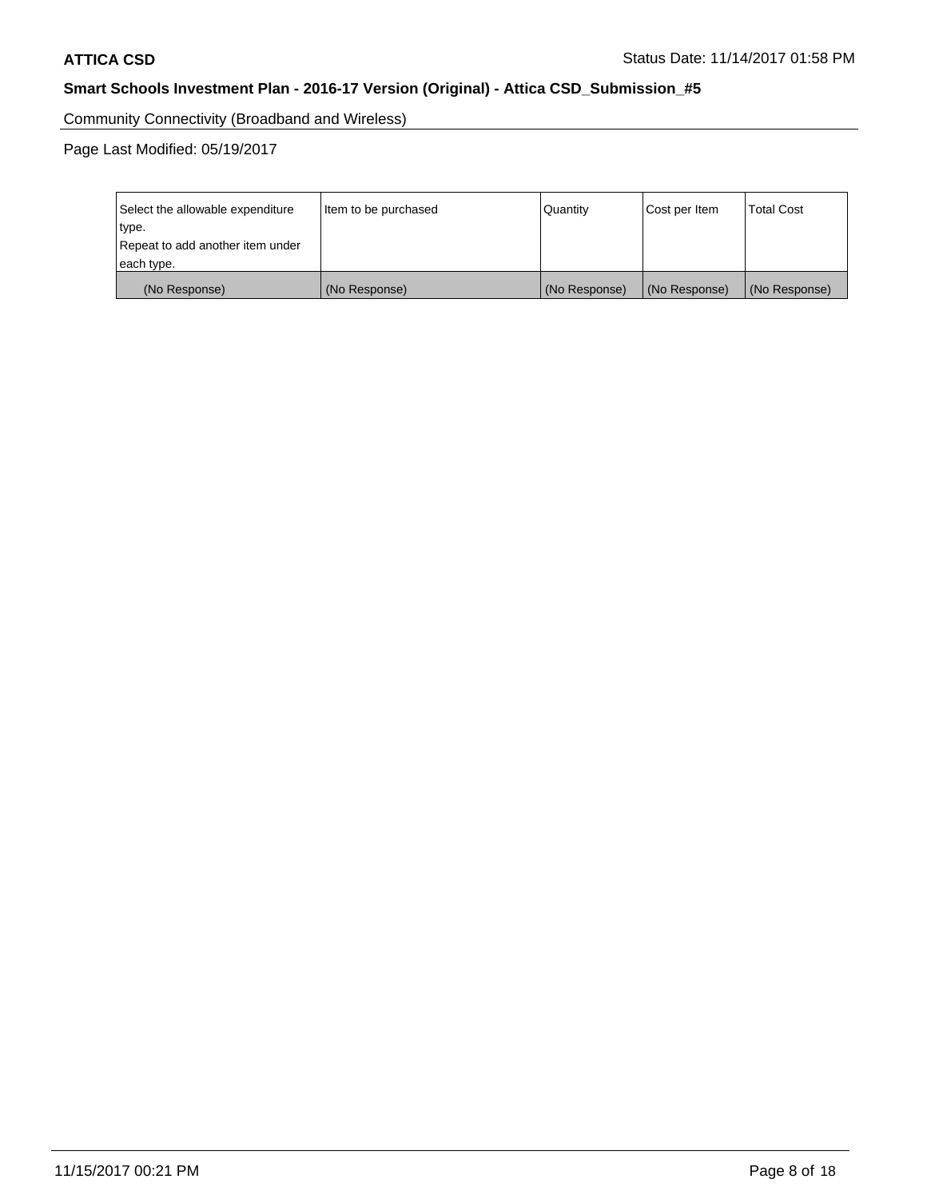Community Connectivity (Broadband and Wireless)

Page Last Modified: 05/19/2017

| Select the allowable expenditure type.<br>Repeat to add another item under each type. | Item to be purchased | Quantity | Cost per Item | Total Cost |
|---|---|---|---|---|
| (No Response) | (No Response) | (No Response) | (No Response) | (No Response) |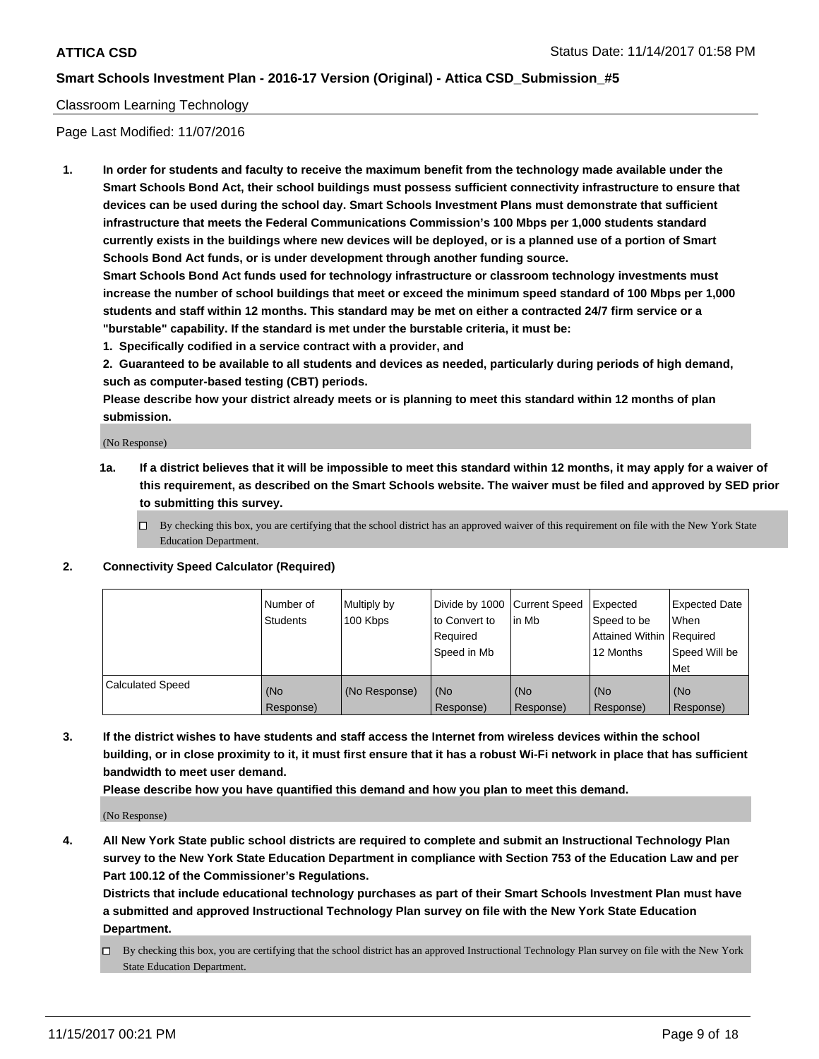Classroom Learning Technology

Page Last Modified: 11/07/2016

1. **In order for students and faculty to receive the maximum benefit from the technology made available under the Smart Schools Bond Act, their school buildings must possess sufficient connectivity infrastructure to ensure that devices can be used during the school day. Smart Schools Investment Plans must demonstrate that sufficient infrastructure that meets the Federal Communications Commission's 100 Mbps per 1,000 students standard currently exists in the buildings where new devices will be deployed, or is a planned use of a portion of Smart Schools Bond Act funds, or is under development through another funding source.**

   **Smart Schools Bond Act funds used for technology infrastructure or classroom technology investments must increase the number of school buildings that meet or exceed the minimum speed standard of 100 Mbps per 1,000 students and staff within 12 months. This standard may be met on either a contracted 24/7 firm service or a "burstable" capability. If the standard is met under the burstable criteria, it must be:**

   **1. Specifically codified in a service contract with a provider, and**

   **2. Guaranteed to be available to all students and devices as needed, particularly during periods of high demand, such as computer-based testing (CBT) periods.**

   **Please describe how your district already meets or is planning to meet this standard within 12 months of plan submission.**

   (No Response)

   **1a. If a district believes that it will be impossible to meet this standard within 12 months, it may apply for a waiver of this requirement, as described on the Smart Schools website. The waiver must be filed and approved by SED prior to submitting this survey.**

   ☐ By checking this box, you are certifying that the school district has an approved waiver of this requirement on file with the New York State Education Department.

2. **Connectivity Speed Calculator (Required)**

| | Number of Students | Multiply by 100 Kbps | Divide by 1000 to Convert to Required Speed in Mb | Current Speed in Mb | Expected Speed to be Attained Within 12 Months | Expected Date When Required Speed Will be Met |
|---|---|---|---|---|---|---|
| Calculated Speed | (No Response) | (No Response) | (No Response) | (No Response) | (No Response) | (No Response) |

3. **If the district wishes to have students and staff access the Internet from wireless devices within the school building, or in close proximity to it, it must first ensure that it has a robust Wi-Fi network in place that has sufficient bandwidth to meet user demand.**

   **Please describe how you have quantified this demand and how you plan to meet this demand.**

   (No Response)

4. **All New York State public school districts are required to complete and submit an Instructional Technology Plan survey to the New York State Education Department in compliance with Section 753 of the Education Law and per Part 100.12 of the Commissioner's Regulations.**

   **Districts that include educational technology purchases as part of their Smart Schools Investment Plan must have a submitted and approved Instructional Technology Plan survey on file with the New York State Education Department.**

   ☐ By checking this box, you are certifying that the school district has an approved Instructional Technology Plan survey on file with the New York State Education Department.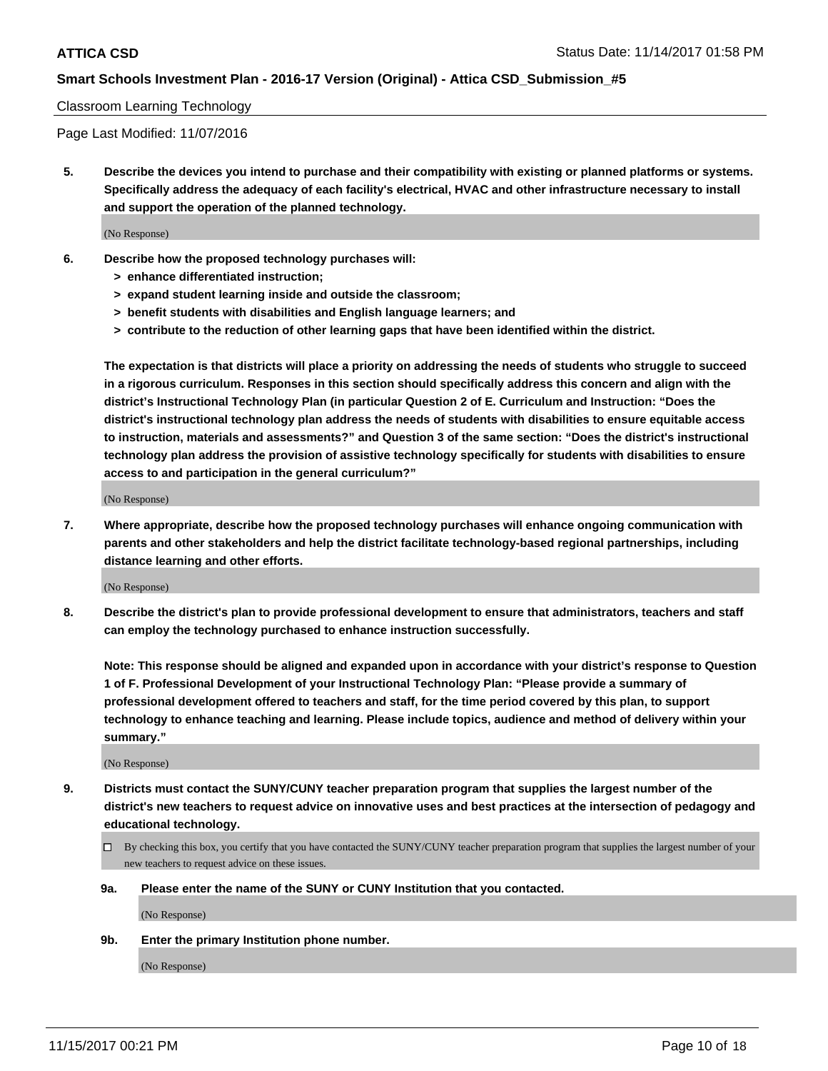Classroom Learning Technology

Page Last Modified: 11/07/2016

**5. Describe the devices you intend to purchase and their compatibility with existing or planned platforms or systems. Specifically address the adequacy of each facility's electrical, HVAC and other infrastructure necessary to install and support the operation of the planned technology.**

(No Response)

**6. Describe how the proposed technology purchases will:**
- **> enhance differentiated instruction;**
- **> expand student learning inside and outside the classroom;**
- **> benefit students with disabilities and English language learners; and**
- **> contribute to the reduction of other learning gaps that have been identified within the district.**

**The expectation is that districts will place a priority on addressing the needs of students who struggle to succeed in a rigorous curriculum. Responses in this section should specifically address this concern and align with the district's Instructional Technology Plan (in particular Question 2 of E. Curriculum and Instruction: "Does the district's instructional technology plan address the needs of students with disabilities to ensure equitable access to instruction, materials and assessments?" and Question 3 of the same section: "Does the district's instructional technology plan address the provision of assistive technology specifically for students with disabilities to ensure access to and participation in the general curriculum?"**

(No Response)

**7. Where appropriate, describe how the proposed technology purchases will enhance ongoing communication with parents and other stakeholders and help the district facilitate technology-based regional partnerships, including distance learning and other efforts.**

(No Response)

**8. Describe the district's plan to provide professional development to ensure that administrators, teachers and staff can employ the technology purchased to enhance instruction successfully.**

**Note: This response should be aligned and expanded upon in accordance with your district's response to Question 1 of F. Professional Development of your Instructional Technology Plan: "Please provide a summary of professional development offered to teachers and staff, for the time period covered by this plan, to support technology to enhance teaching and learning. Please include topics, audience and method of delivery within your summary."**

(No Response)

**9. Districts must contact the SUNY/CUNY teacher preparation program that supplies the largest number of the district's new teachers to request advice on innovative uses and best practices at the intersection of pedagogy and educational technology.**

☐ By checking this box, you certify that you have contacted the SUNY/CUNY teacher preparation program that supplies the largest number of your new teachers to request advice on these issues.

**9a. Please enter the name of the SUNY or CUNY Institution that you contacted.**

(No Response)

**9b. Enter the primary Institution phone number.**

(No Response)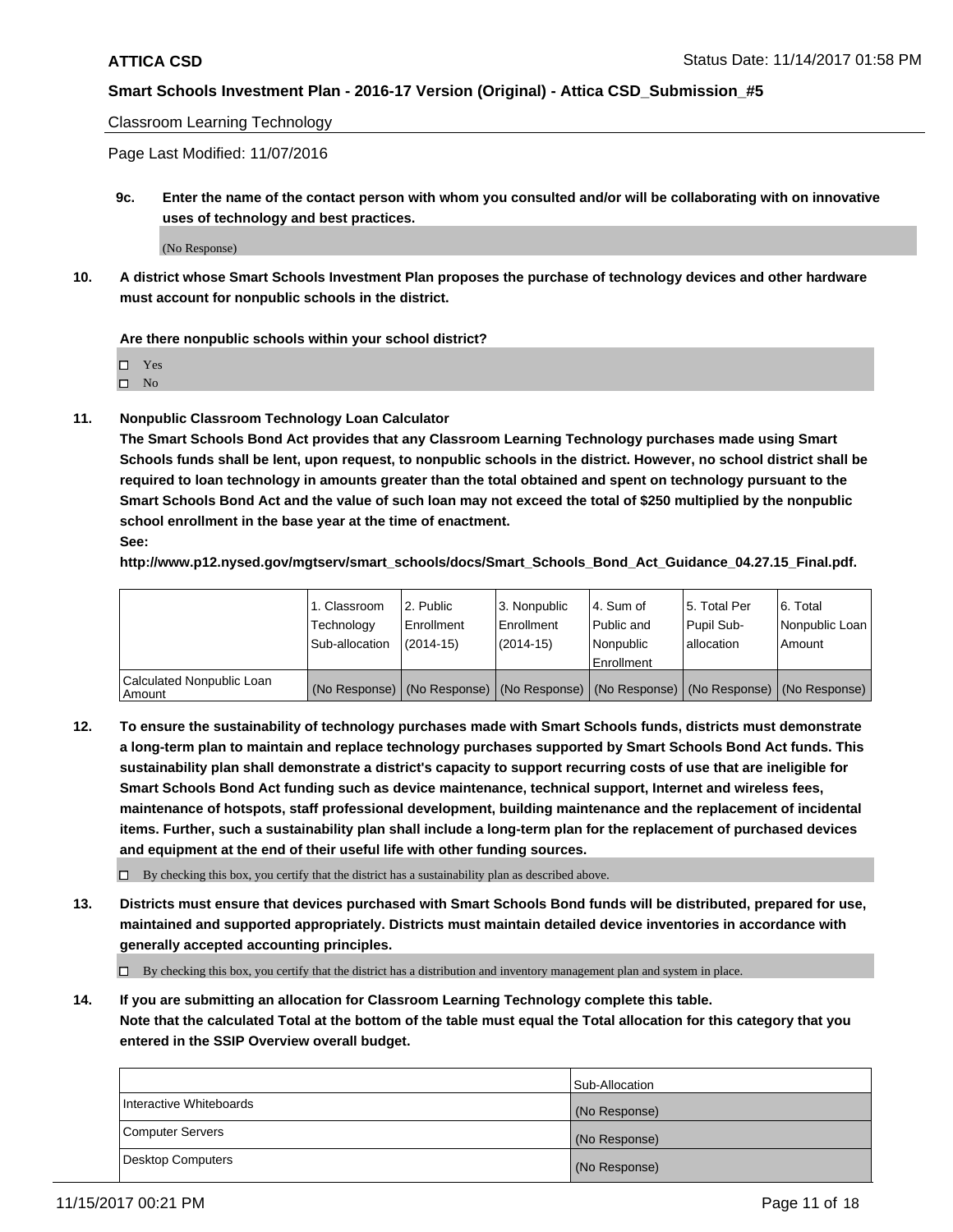Classroom Learning Technology

Page Last Modified: 11/07/2016

**9c. Enter the name of the contact person with whom you consulted and/or will be collaborating with on innovative uses of technology and best practices.**

(No Response)

**10. A district whose Smart Schools Investment Plan proposes the purchase of technology devices and other hardware must account for nonpublic schools in the district.**

**Are there nonpublic schools within your school district?**

- ☐ Yes
- ☐ No

**11. Nonpublic Classroom Technology Loan Calculator**

**The Smart Schools Bond Act provides that any Classroom Learning Technology purchases made using Smart Schools funds shall be lent, upon request, to nonpublic schools in the district. However, no school district shall be required to loan technology in amounts greater than the total obtained and spent on technology pursuant to the Smart Schools Bond Act and the value of such loan may not exceed the total of $250 multiplied by the nonpublic school enrollment in the base year at the time of enactment.**

**See:**

**http://www.p12.nysed.gov/mgtserv/smart_schools/docs/Smart_Schools_Bond_Act_Guidance_04.27.15_Final.pdf.**

| | 1. Classroom Technology Sub-allocation | 2. Public Enrollment (2014-15) | 3. Nonpublic Enrollment (2014-15) | 4. Sum of Public and Nonpublic Enrollment | 5. Total Per Pupil Sub-allocation | 6. Total Nonpublic Loan Amount |
|---|---|---|---|---|---|---|
| Calculated Nonpublic Loan Amount | (No Response) | (No Response) | (No Response) | (No Response) | (No Response) | (No Response) |

**12. To ensure the sustainability of technology purchases made with Smart Schools funds, districts must demonstrate a long-term plan to maintain and replace technology purchases supported by Smart Schools Bond Act funds. This sustainability plan shall demonstrate a district's capacity to support recurring costs of use that are ineligible for Smart Schools Bond Act funding such as device maintenance, technical support, Internet and wireless fees, maintenance of hotspots, staff professional development, building maintenance and the replacement of incidental items. Further, such a sustainability plan shall include a long-term plan for the replacement of purchased devices and equipment at the end of their useful life with other funding sources.**

☐ By checking this box, you certify that the district has a sustainability plan as described above.

**13. Districts must ensure that devices purchased with Smart Schools Bond funds will be distributed, prepared for use, maintained and supported appropriately. Districts must maintain detailed device inventories in accordance with generally accepted accounting principles.**

☐ By checking this box, you certify that the district has a distribution and inventory management plan and system in place.

**14. If you are submitting an allocation for Classroom Learning Technology complete this table. Note that the calculated Total at the bottom of the table must equal the Total allocation for this category that you entered in the SSIP Overview overall budget.**

| | Sub-Allocation |
|---|---|
| Interactive Whiteboards | (No Response) |
| Computer Servers | (No Response) |
| Desktop Computers | (No Response) |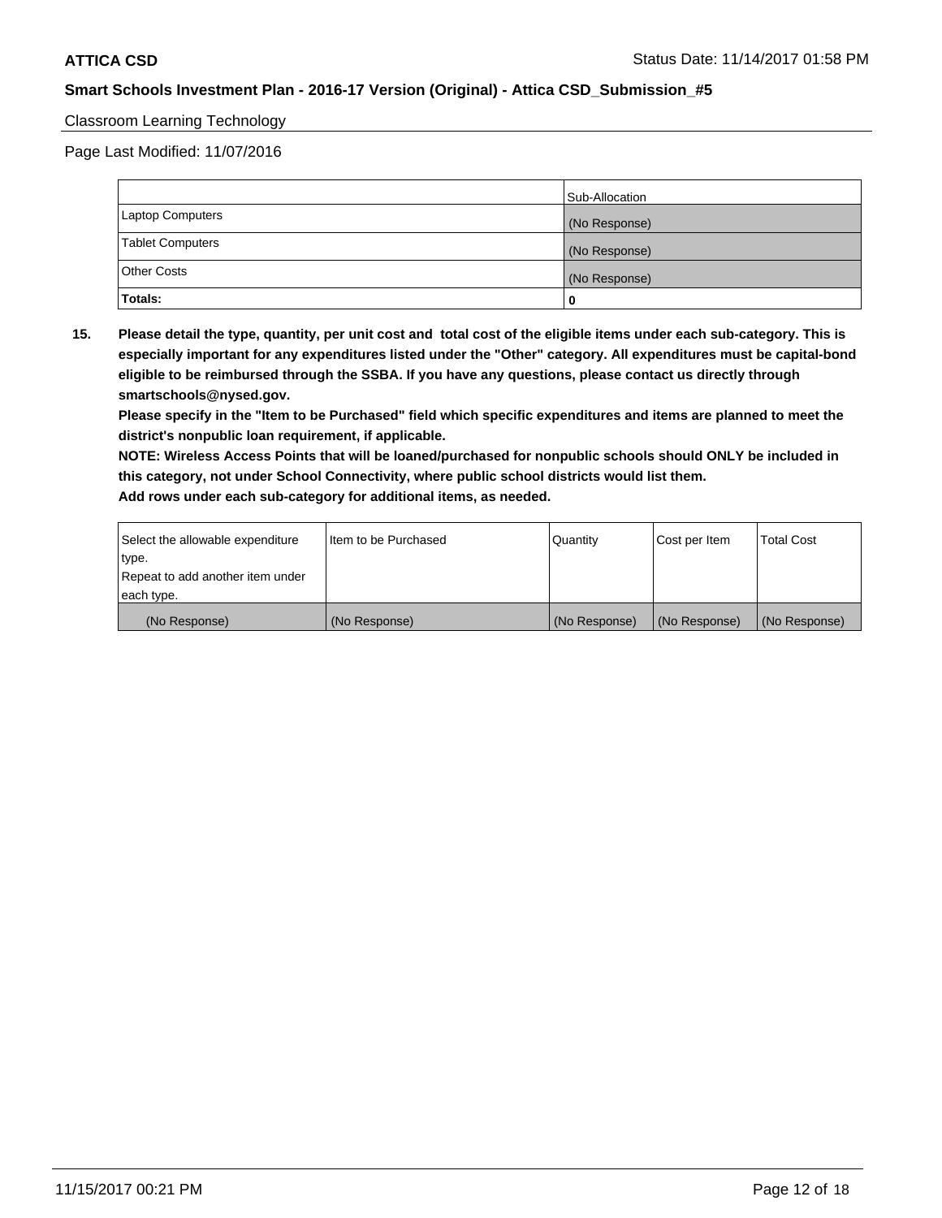Classroom Learning Technology

Page Last Modified: 11/07/2016

| | Sub-Allocation |
|---|---|
| Laptop Computers | (No Response) |
| Tablet Computers | (No Response) |
| Other Costs | (No Response) |
| **Totals:** | **0** |

**15. Please detail the type, quantity, per unit cost and total cost of the eligible items under each sub-category. This is especially important for any expenditures listed under the "Other" category. All expenditures must be capital-bond eligible to be reimbursed through the SSBA. If you have any questions, please contact us directly through smartschools@nysed.gov.**

**Please specify in the "Item to be Purchased" field which specific expenditures and items are planned to meet the district's nonpublic loan requirement, if applicable.**

**NOTE: Wireless Access Points that will be loaned/purchased for nonpublic schools should ONLY be included in this category, not under School Connectivity, where public school districts would list them.**

**Add rows under each sub-category for additional items, as needed.**

| Select the allowable expenditure type. Repeat to add another item under each type. | Item to be Purchased | Quantity | Cost per Item | Total Cost |
|---|---|---|---|---|
| (No Response) | (No Response) | (No Response) | (No Response) | (No Response) |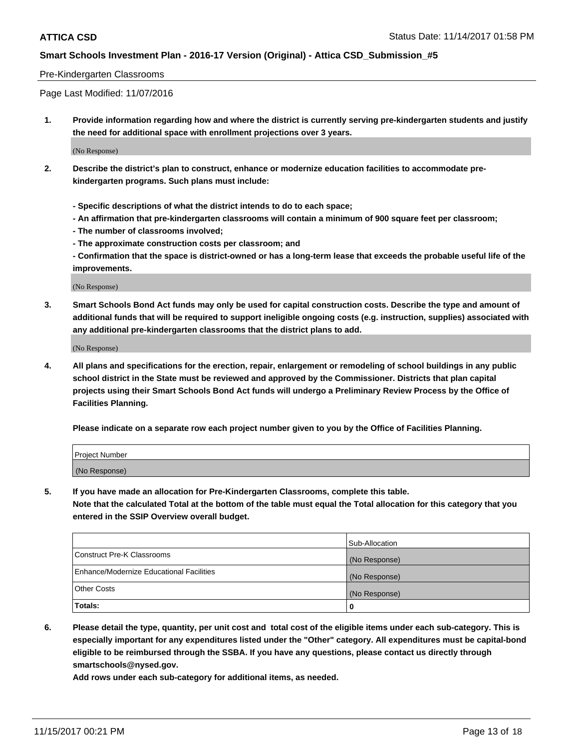Pre-Kindergarten Classrooms

Page Last Modified: 11/07/2016

**1. Provide information regarding how and where the district is currently serving pre-kindergarten students and justify the need for additional space with enrollment projections over 3 years.**

(No Response)

**2. Describe the district's plan to construct, enhance or modernize education facilities to accommodate pre-kindergarten programs. Such plans must include:**

**- Specific descriptions of what the district intends to do to each space;**

**- An affirmation that pre-kindergarten classrooms will contain a minimum of 900 square feet per classroom;**

**- The number of classrooms involved;**

**- The approximate construction costs per classroom; and**

**- Confirmation that the space is district-owned or has a long-term lease that exceeds the probable useful life of the improvements.**

(No Response)

**3. Smart Schools Bond Act funds may only be used for capital construction costs. Describe the type and amount of additional funds that will be required to support ineligible ongoing costs (e.g. instruction, supplies) associated with any additional pre-kindergarten classrooms that the district plans to add.**

(No Response)

**4. All plans and specifications for the erection, repair, enlargement or remodeling of school buildings in any public school district in the State must be reviewed and approved by the Commissioner. Districts that plan capital projects using their Smart Schools Bond Act funds will undergo a Preliminary Review Process by the Office of Facilities Planning.**

**Please indicate on a separate row each project number given to you by the Office of Facilities Planning.**

| Project Number |
| --- |
| (No Response) |

**5. If you have made an allocation for Pre-Kindergarten Classrooms, complete this table. Note that the calculated Total at the bottom of the table must equal the Total allocation for this category that you entered in the SSIP Overview overall budget.**

| | Sub-Allocation |
| --- | --- |
| Construct Pre-K Classrooms | (No Response) |
| Enhance/Modernize Educational Facilities | (No Response) |
| Other Costs | (No Response) |
| **Totals:** | **0** |

**6. Please detail the type, quantity, per unit cost and total cost of the eligible items under each sub-category. This is especially important for any expenditures listed under the "Other" category. All expenditures must be capital-bond eligible to be reimbursed through the SSBA. If you have any questions, please contact us directly through smartschools@nysed.gov.**

**Add rows under each sub-category for additional items, as needed.**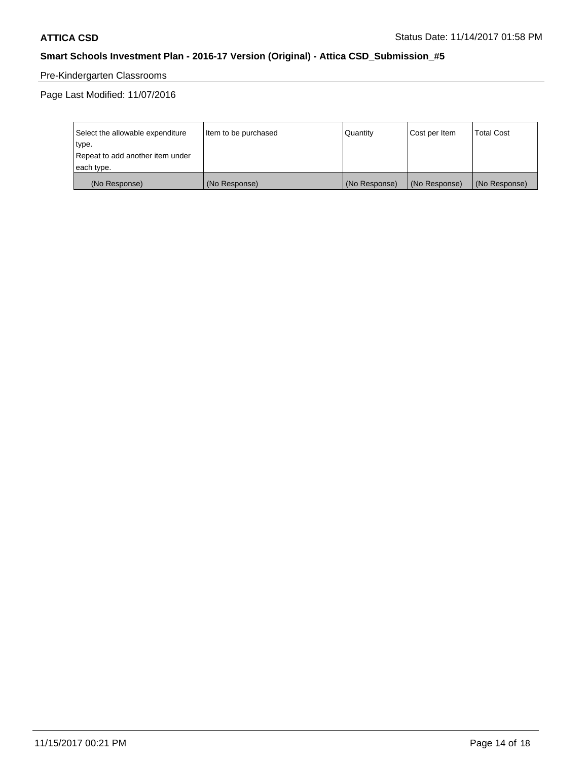Pre-Kindergarten Classrooms

Page Last Modified: 11/07/2016

| Select the allowable expenditure type.<br>Repeat to add another item under each type. | Item to be purchased | Quantity | Cost per Item | Total Cost |
|---|---|---|---|---|
| (No Response) | (No Response) | (No Response) | (No Response) | (No Response) |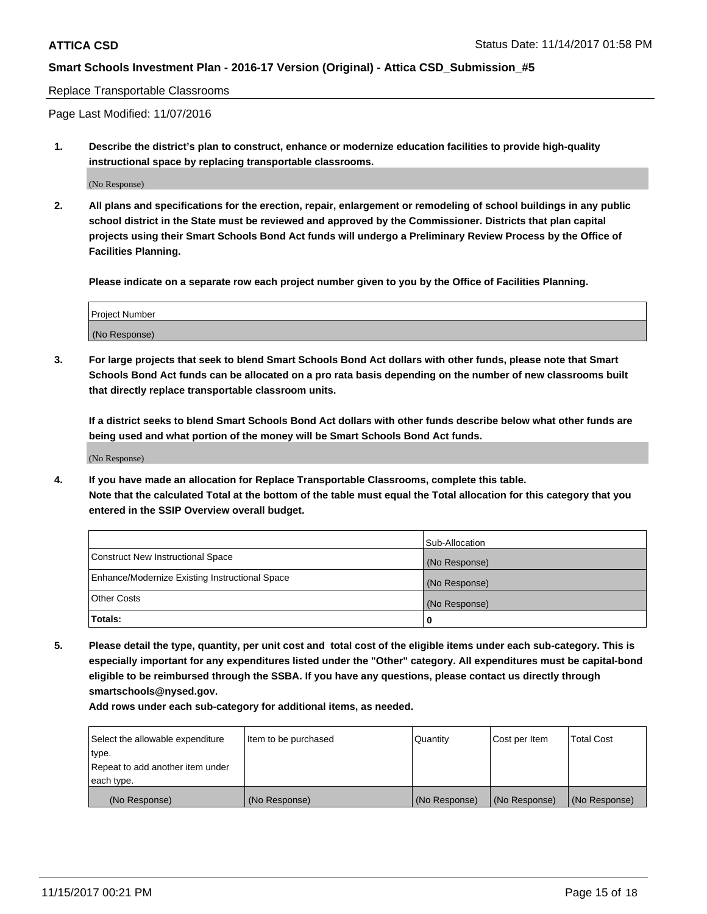Replace Transportable Classrooms

Page Last Modified: 11/07/2016

**1. Describe the district's plan to construct, enhance or modernize education facilities to provide high-quality instructional space by replacing transportable classrooms.**

(No Response)

**2. All plans and specifications for the erection, repair, enlargement or remodeling of school buildings in any public school district in the State must be reviewed and approved by the Commissioner. Districts that plan capital projects using their Smart Schools Bond Act funds will undergo a Preliminary Review Process by the Office of Facilities Planning.**

**Please indicate on a separate row each project number given to you by the Office of Facilities Planning.**

| Project Number |
| --- |
| (No Response) |

**3. For large projects that seek to blend Smart Schools Bond Act dollars with other funds, please note that Smart Schools Bond Act funds can be allocated on a pro rata basis depending on the number of new classrooms built that directly replace transportable classroom units.**

**If a district seeks to blend Smart Schools Bond Act dollars with other funds describe below what other funds are being used and what portion of the money will be Smart Schools Bond Act funds.**

(No Response)

**4. If you have made an allocation for Replace Transportable Classrooms, complete this table. Note that the calculated Total at the bottom of the table must equal the Total allocation for this category that you entered in the SSIP Overview overall budget.**

| | Sub-Allocation |
| --- | --- |
| Construct New Instructional Space | (No Response) |
| Enhance/Modernize Existing Instructional Space | (No Response) |
| Other Costs | (No Response) |
| **Totals:** | **0** |

**5. Please detail the type, quantity, per unit cost and total cost of the eligible items under each sub-category. This is especially important for any expenditures listed under the "Other" category. All expenditures must be capital-bond eligible to be reimbursed through the SSBA. If you have any questions, please contact us directly through smartschools@nysed.gov.**

**Add rows under each sub-category for additional items, as needed.**

| Select the allowable expenditure type. Repeat to add another item under each type. | Item to be purchased | Quantity | Cost per Item | Total Cost |
| --- | --- | --- | --- | --- |
| (No Response) | (No Response) | (No Response) | (No Response) | (No Response) |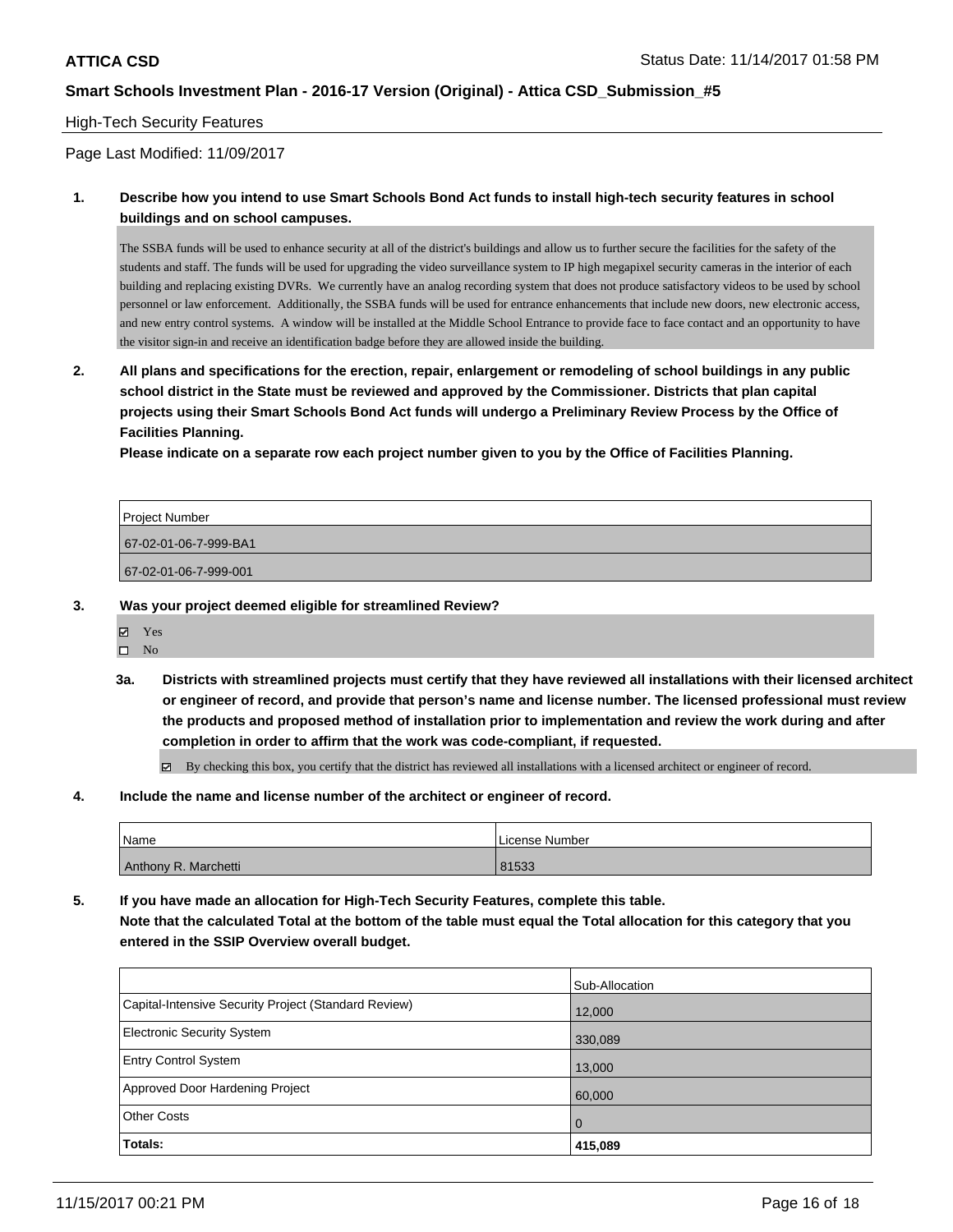## High-Tech Security Features

Page Last Modified: 11/09/2017

**1. Describe how you intend to use Smart Schools Bond Act funds to install high-tech security features in school buildings and on school campuses.**

The SSBA funds will be used to enhance security at all of the district's buildings and allow us to further secure the facilities for the safety of the students and staff. The funds will be used for upgrading the video surveillance system to IP high megapixel security cameras in the interior of each building and replacing existing DVRs. We currently have an analog recording system that does not produce satisfactory videos to be used by school personnel or law enforcement. Additionally, the SSBA funds will be used for entrance enhancements that include new doors, new electronic access, and new entry control systems. A window will be installed at the Middle School Entrance to provide face to face contact and an opportunity to have the visitor sign-in and receive an identification badge before they are allowed inside the building.

**2. All plans and specifications for the erection, repair, enlargement or remodeling of school buildings in any public school district in the State must be reviewed and approved by the Commissioner. Districts that plan capital projects using their Smart Schools Bond Act funds will undergo a Preliminary Review Process by the Office of Facilities Planning.**

**Please indicate on a separate row each project number given to you by the Office of Facilities Planning.**

| Project Number |
|---|
| 67-02-01-06-7-999-BA1 |
| 67-02-01-06-7-999-001 |

**3. Was your project deemed eligible for streamlined Review?**

- ☑ Yes
- ☐ No

**3a. Districts with streamlined projects must certify that they have reviewed all installations with their licensed architect or engineer of record, and provide that person's name and license number. The licensed professional must review the products and proposed method of installation prior to implementation and review the work during and after completion in order to affirm that the work was code-compliant, if requested.**

- ☑ By checking this box, you certify that the district has reviewed all installations with a licensed architect or engineer of record.

**4. Include the name and license number of the architect or engineer of record.**

| Name | License Number |
|---|---|
| Anthony R. Marchetti | 81533 |

**5. If you have made an allocation for High-Tech Security Features, complete this table.**
**Note that the calculated Total at the bottom of the table must equal the Total allocation for this category that you entered in the SSIP Overview overall budget.**

| | Sub-Allocation |
|---|---|
| Capital-Intensive Security Project (Standard Review) | 12,000 |
| Electronic Security System | 330,089 |
| Entry Control System | 13,000 |
| Approved Door Hardening Project | 60,000 |
| Other Costs | 0 |
| **Totals:** | **415,089** |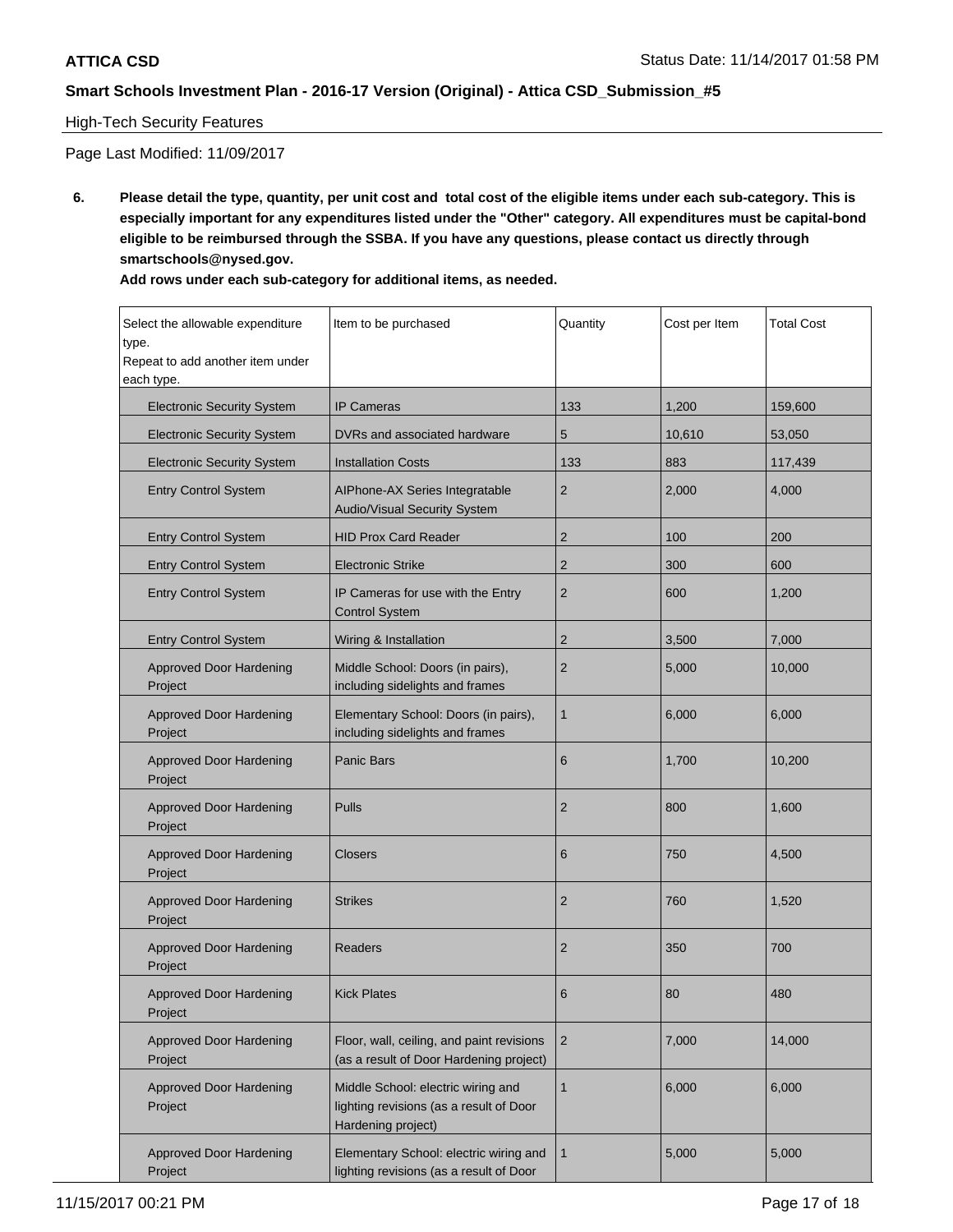High-Tech Security Features

Page Last Modified: 11/09/2017

6. **Please detail the type, quantity, per unit cost and total cost of the eligible items under each sub-category. This is especially important for any expenditures listed under the "Other" category. All expenditures must be capital-bond eligible to be reimbursed through the SSBA. If you have any questions, please contact us directly through smartschools@nysed.gov.**

   **Add rows under each sub-category for additional items, as needed.**

| Select the allowable expenditure type. Repeat to add another item under each type. | Item to be purchased | Quantity | Cost per Item | Total Cost |
|---|---|---|---|---|
| Electronic Security System | IP Cameras | 133 | 1,200 | 159,600 |
| Electronic Security System | DVRs and associated hardware | 5 | 10,610 | 53,050 |
| Electronic Security System | Installation Costs | 133 | 883 | 117,439 |
| Entry Control System | AIPhone-AX Series Integratable Audio/Visual Security System | 2 | 2,000 | 4,000 |
| Entry Control System | HID Prox Card Reader | 2 | 100 | 200 |
| Entry Control System | Electronic Strike | 2 | 300 | 600 |
| Entry Control System | IP Cameras for use with the Entry Control System | 2 | 600 | 1,200 |
| Entry Control System | Wiring & Installation | 2 | 3,500 | 7,000 |
| Approved Door Hardening Project | Middle School: Doors (in pairs), including sidelights and frames | 2 | 5,000 | 10,000 |
| Approved Door Hardening Project | Elementary School: Doors (in pairs), including sidelights and frames | 1 | 6,000 | 6,000 |
| Approved Door Hardening Project | Panic Bars | 6 | 1,700 | 10,200 |
| Approved Door Hardening Project | Pulls | 2 | 800 | 1,600 |
| Approved Door Hardening Project | Closers | 6 | 750 | 4,500 |
| Approved Door Hardening Project | Strikes | 2 | 760 | 1,520 |
| Approved Door Hardening Project | Readers | 2 | 350 | 700 |
| Approved Door Hardening Project | Kick Plates | 6 | 80 | 480 |
| Approved Door Hardening Project | Floor, wall, ceiling, and paint revisions (as a result of Door Hardening project) | 2 | 7,000 | 14,000 |
| Approved Door Hardening Project | Middle School: electric wiring and lighting revisions (as a result of Door Hardening project) | 1 | 6,000 | 6,000 |
| Approved Door Hardening Project | Elementary School: electric wiring and lighting revisions (as a result of Door | 1 | 5,000 | 5,000 |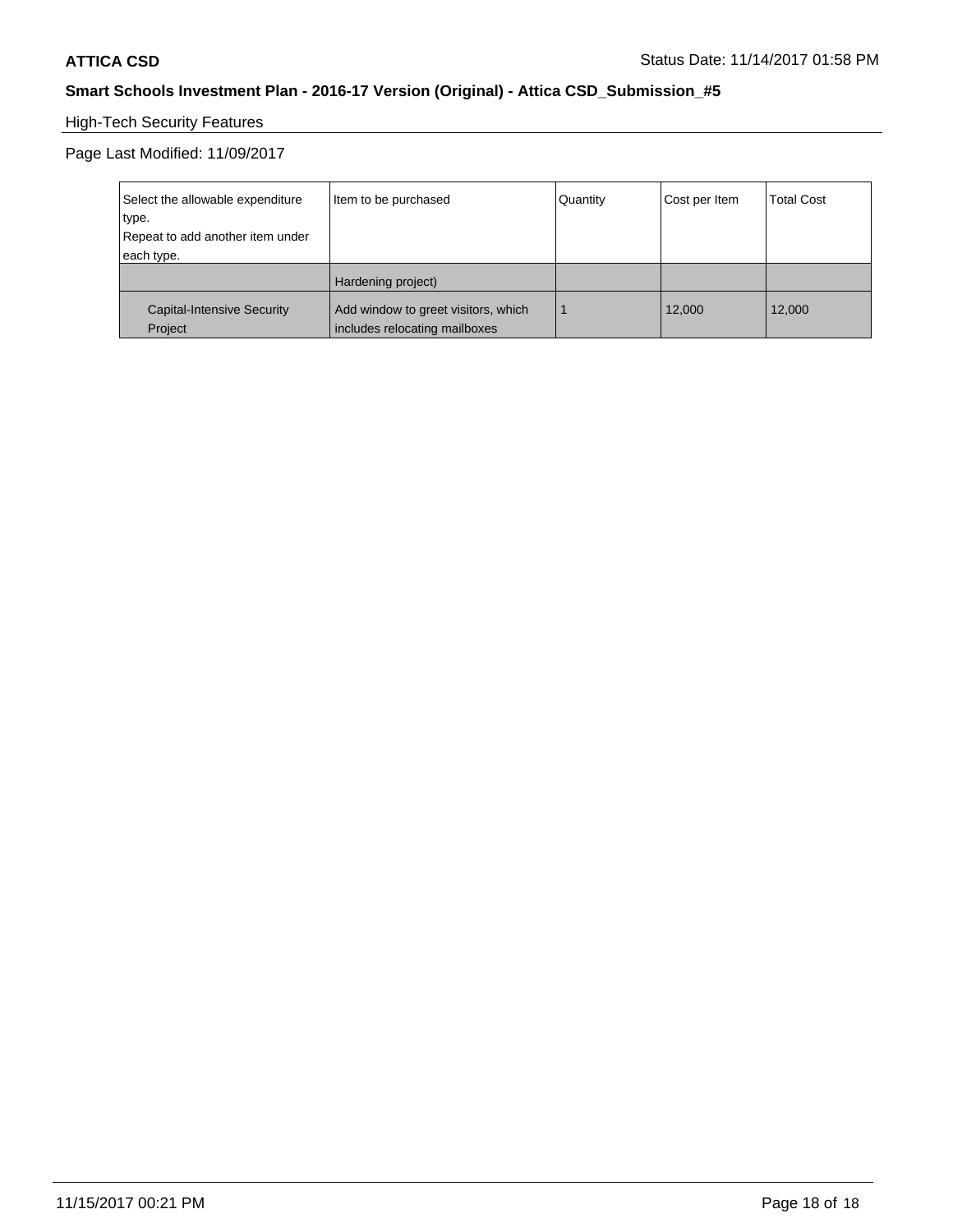High-Tech Security Features

Page Last Modified: 11/09/2017

| Select the allowable expenditure type. Repeat to add another item under each type. | Item to be purchased | Quantity | Cost per Item | Total Cost |
|---|---|---|---|---|
| | Hardening project) | | | |
| Capital-Intensive Security Project | Add window to greet visitors, which includes relocating mailboxes | 1 | 12,000 | 12,000 |